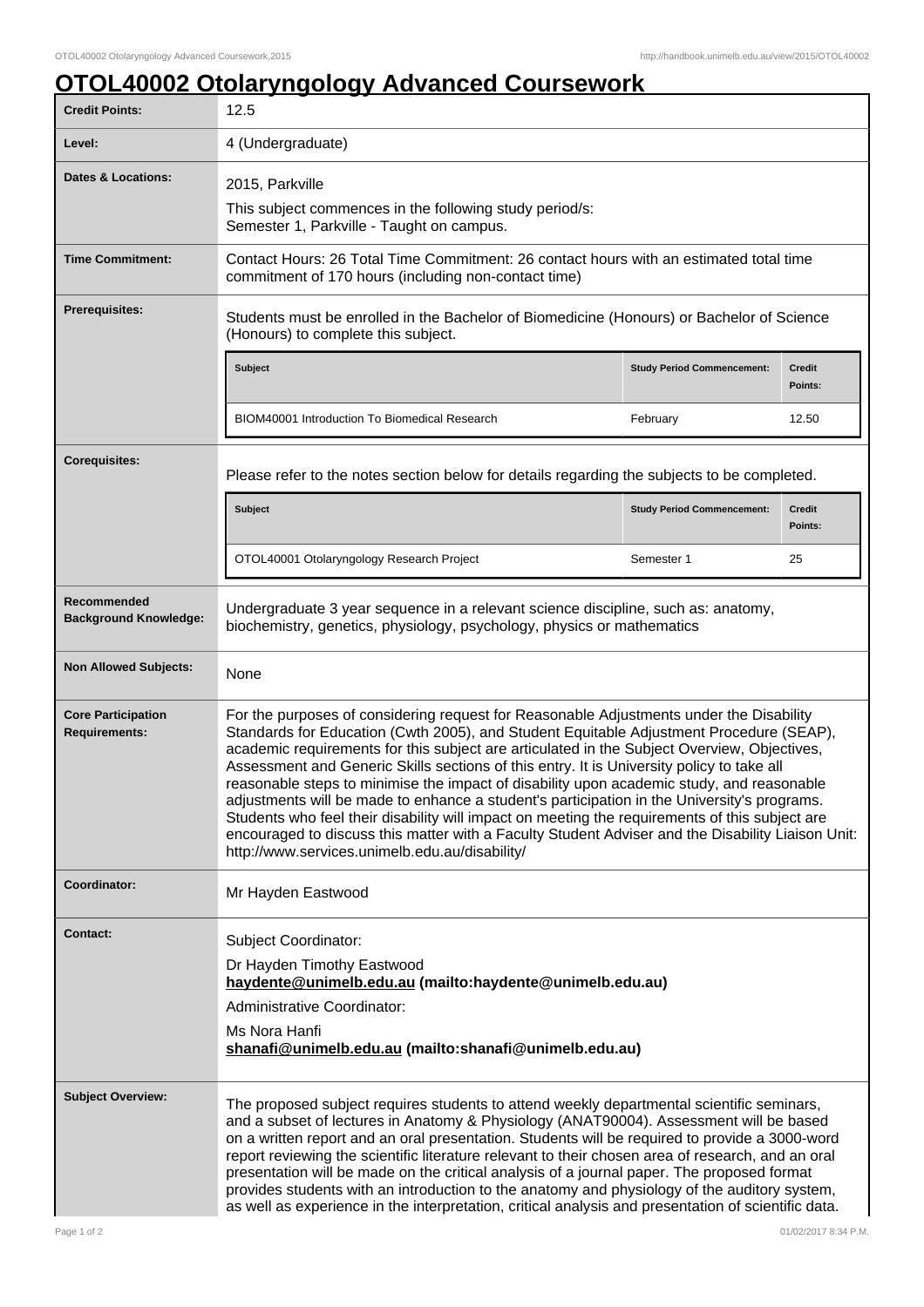# OTOL40002 Otolaryngology Advanced Coursework

| | |
|---|---|
| **Credit Points:** | 12.5 |
| **Level:** | 4 (Undergraduate) |
| **Dates & Locations:** | 2015, Parkville<br>This subject commences in the following study period/s:<br>Semester 1, Parkville - Taught on campus. |
| **Time Commitment:** | Contact Hours: 26 Total Time Commitment: 26 contact hours with an estimated total time commitment of 170 hours (including non-contact time) |
| **Prerequisites:** | Students must be enrolled in the Bachelor of Biomedicine (Honours) or Bachelor of Science (Honours) to complete this subject.<br><br>**Subject** / **Study Period Commencement:** / **Credit Points:**<br>BIOM40001 Introduction To Biomedical Research / February / 12.50 |
| **Corequisites:** | Please refer to the notes section below for details regarding the subjects to be completed.<br><br>**Subject** / **Study Period Commencement:** / **Credit Points:**<br>OTOL40001 Otolaryngology Research Project / Semester 1 / 25 |
| **Recommended Background Knowledge:** | Undergraduate 3 year sequence in a relevant science discipline, such as: anatomy, biochemistry, genetics, physiology, psychology, physics or mathematics |
| **Non Allowed Subjects:** | None |
| **Core Participation Requirements:** | For the purposes of considering request for Reasonable Adjustments under the Disability Standards for Education (Cwth 2005), and Student Equitable Adjustment Procedure (SEAP), academic requirements for this subject are articulated in the Subject Overview, Objectives, Assessment and Generic Skills sections of this entry. It is University policy to take all reasonable steps to minimise the impact of disability upon academic study, and reasonable adjustments will be made to enhance a student's participation in the University's programs. Students who feel their disability will impact on meeting the requirements of this subject are encouraged to discuss this matter with a Faculty Student Adviser and the Disability Liaison Unit: http://www.services.unimelb.edu.au/disability/ |
| **Coordinator:** | Mr Hayden Eastwood |
| **Contact:** | Subject Coordinator:<br>Dr Hayden Timothy Eastwood<br>**haydente@unimelb.edu.au (mailto:haydente@unimelb.edu.au)**<br>Administrative Coordinator:<br>Ms Nora Hanfi<br>**shanafi@unimelb.edu.au (mailto:shanafi@unimelb.edu.au)** |
| **Subject Overview:** | The proposed subject requires students to attend weekly departmental scientific seminars, and a subset of lectures in Anatomy & Physiology (ANAT90004). Assessment will be based on a written report and an oral presentation. Students will be required to provide a 3000-word report reviewing the scientific literature relevant to their chosen area of research, and an oral presentation will be made on the critical analysis of a journal paper. The proposed format provides students with an introduction to the anatomy and physiology of the auditory system, as well as experience in the interpretation, critical analysis and presentation of scientific data. |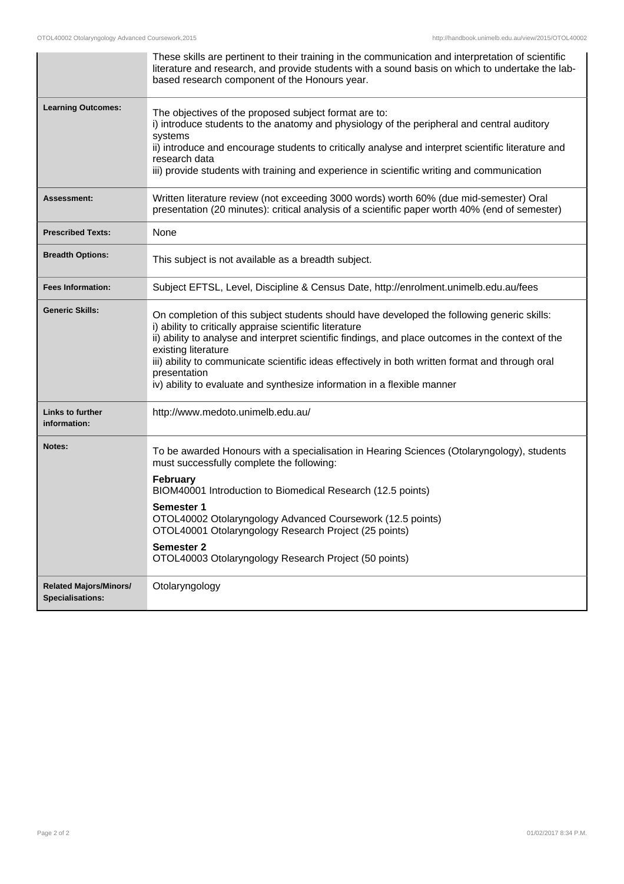| | |
|---|---|
| | These skills are pertinent to their training in the communication and interpretation of scientific literature and research, and provide students with a sound basis on which to undertake the lab-based research component of the Honours year. |
| **Learning Outcomes:** | The objectives of the proposed subject format are to:<br>i) introduce students to the anatomy and physiology of the peripheral and central auditory systems<br>ii) introduce and encourage students to critically analyse and interpret scientific literature and research data<br>iii) provide students with training and experience in scientific writing and communication |
| **Assessment:** | Written literature review (not exceeding 3000 words) worth 60% (due mid-semester) Oral presentation (20 minutes): critical analysis of a scientific paper worth 40% (end of semester) |
| **Prescribed Texts:** | None |
| **Breadth Options:** | This subject is not available as a breadth subject. |
| **Fees Information:** | Subject EFTSL, Level, Discipline & Census Date, http://enrolment.unimelb.edu.au/fees |
| **Generic Skills:** | On completion of this subject students should have developed the following generic skills:<br>i) ability to critically appraise scientific literature<br>ii) ability to analyse and interpret scientific findings, and place outcomes in the context of the existing literature<br>iii) ability to communicate scientific ideas effectively in both written format and through oral presentation<br>iv) ability to evaluate and synthesize information in a flexible manner |
| **Links to further information:** | http://www.medoto.unimelb.edu.au/ |
| **Notes:** | To be awarded Honours with a specialisation in Hearing Sciences (Otolaryngology), students must successfully complete the following:<br>**February**<br>BIOM40001 Introduction to Biomedical Research (12.5 points)<br>**Semester 1**<br>OTOL40002 Otolaryngology Advanced Coursework (12.5 points)<br>OTOL40001 Otolaryngology Research Project (25 points)<br>**Semester 2**<br>OTOL40003 Otolaryngology Research Project (50 points) |
| **Related Majors/Minors/ Specialisations:** | Otolaryngology |